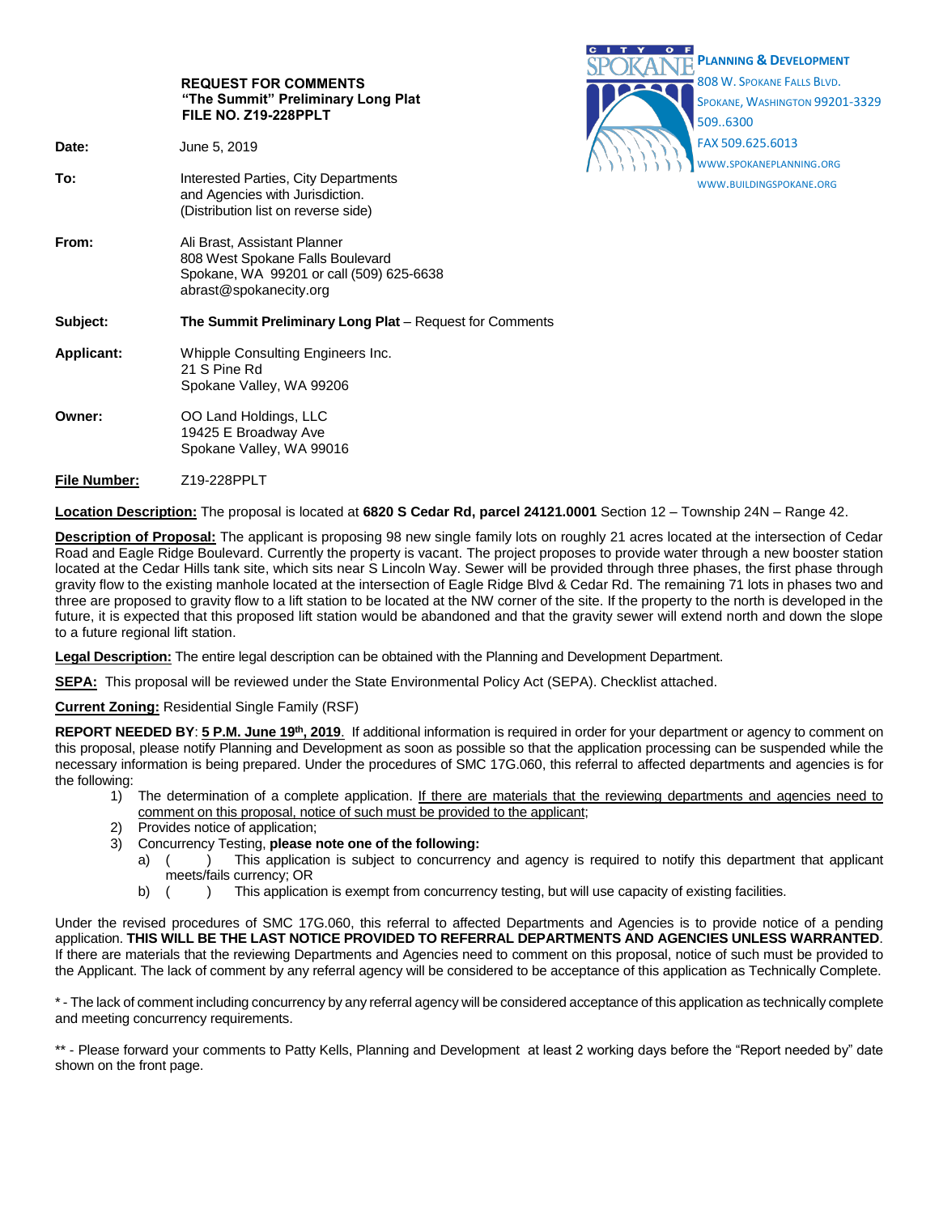**PLANNING & DEVELOPMENT**
808 W. SPOKANE FALLS BLVD.
SPOKANE, WASHINGTON 99201-3329
509..6300
FAX 509.625.6013
WWW.SPOKANEPLANNING.ORG
WWW.BUILDINGSPOKANE.ORG

**REQUEST FOR COMMENTS**
**"The Summit" Preliminary Long Plat**
**FILE NO. Z19-228PPLT**

**Date:** June 5, 2019

**To:** Interested Parties, City Departments and Agencies with Jurisdiction. (Distribution list on reverse side)

**From:** Ali Brast, Assistant Planner
808 West Spokane Falls Boulevard
Spokane, WA 99201 or call (509) 625-6638
abrast@spokanecity.org

**Subject:** **The Summit Preliminary Long Plat** – Request for Comments

**Applicant:** Whipple Consulting Engineers Inc.
21 S Pine Rd
Spokane Valley, WA 99206

**Owner:** OO Land Holdings, LLC
19425 E Broadway Ave
Spokane Valley, WA 99016

**File Number:** Z19-228PPLT

**Location Description:** The proposal is located at **6820 S Cedar Rd, parcel 24121.0001** Section 12 – Township 24N – Range 42.

**Description of Proposal:** The applicant is proposing 98 new single family lots on roughly 21 acres located at the intersection of Cedar Road and Eagle Ridge Boulevard. Currently the property is vacant. The project proposes to provide water through a new booster station located at the Cedar Hills tank site, which sits near S Lincoln Way. Sewer will be provided through three phases, the first phase through gravity flow to the existing manhole located at the intersection of Eagle Ridge Blvd & Cedar Rd. The remaining 71 lots in phases two and three are proposed to gravity flow to a lift station to be located at the NW corner of the site. If the property to the north is developed in the future, it is expected that this proposed lift station would be abandoned and that the gravity sewer will extend north and down the slope to a future regional lift station.

**Legal Description:** The entire legal description can be obtained with the Planning and Development Department.

**SEPA:** This proposal will be reviewed under the State Environmental Policy Act (SEPA). Checklist attached.

**Current Zoning:** Residential Single Family (RSF)

**REPORT NEEDED BY**: **5 P.M. June 19th, 2019**. If additional information is required in order for your department or agency to comment on this proposal, please notify Planning and Development as soon as possible so that the application processing can be suspended while the necessary information is being prepared. Under the procedures of SMC 17G.060, this referral to affected departments and agencies is for the following:

1) The determination of a complete application. If there are materials that the reviewing departments and agencies need to comment on this proposal, notice of such must be provided to the applicant;
2) Provides notice of application;
3) Concurrency Testing, **please note one of the following:**
   a) (     ) This application is subject to concurrency and agency is required to notify this department that applicant meets/fails currency; OR
   b) (     ) This application is exempt from concurrency testing, but will use capacity of existing facilities.

Under the revised procedures of SMC 17G.060, this referral to affected Departments and Agencies is to provide notice of a pending application. **THIS WILL BE THE LAST NOTICE PROVIDED TO REFERRAL DEPARTMENTS AND AGENCIES UNLESS WARRANTED**. If there are materials that the reviewing Departments and Agencies need to comment on this proposal, notice of such must be provided to the Applicant. The lack of comment by any referral agency will be considered to be acceptance of this application as Technically Complete.

* - The lack of comment including concurrency by any referral agency will be considered acceptance of this application as technically complete and meeting concurrency requirements.

** - Please forward your comments to Patty Kells, Planning and Development at least 2 working days before the "Report needed by" date shown on the front page.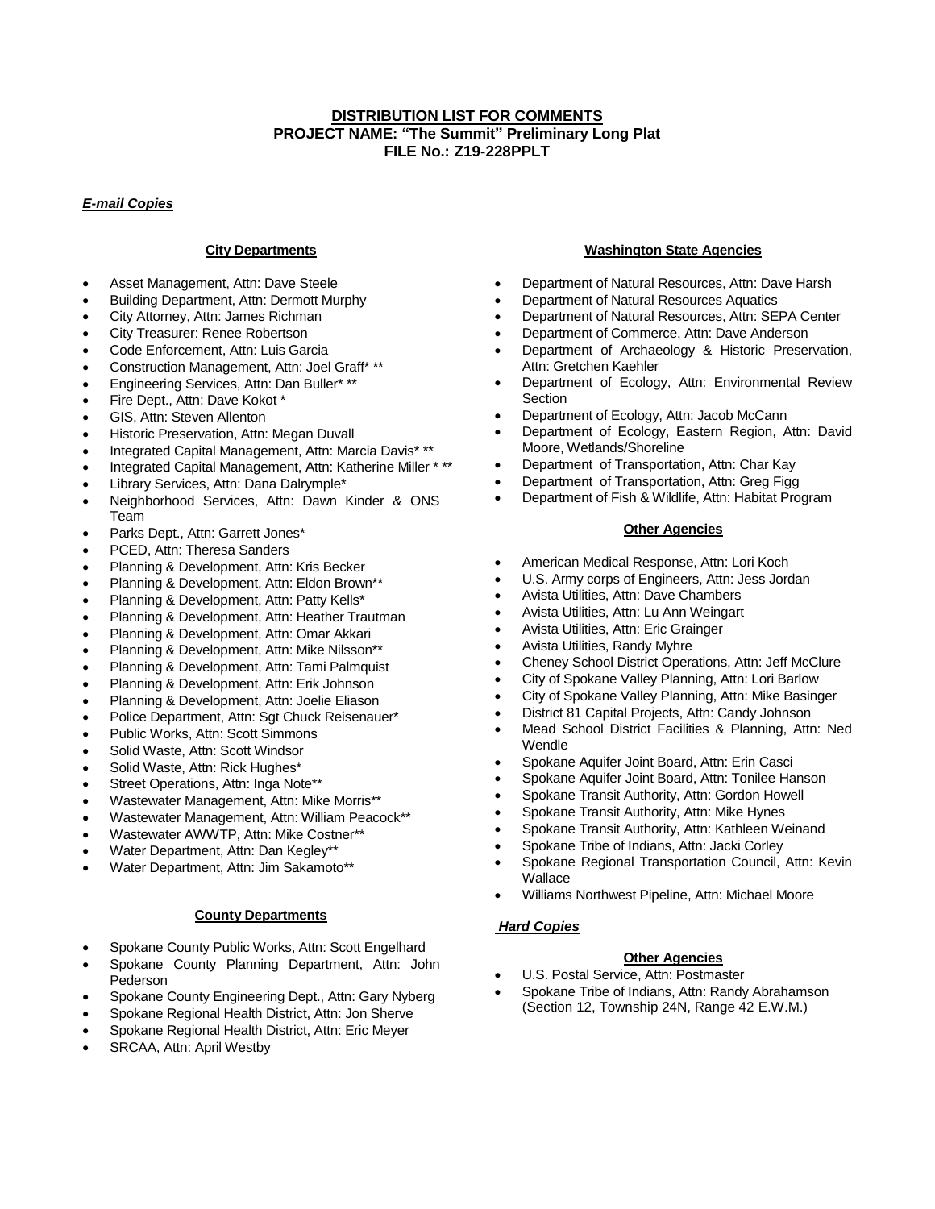**DISTRIBUTION LIST FOR COMMENTS**
**PROJECT NAME: "The Summit" Preliminary Long Plat**
**FILE No.: Z19-228PPLT**

***E-mail Copies***

**City Departments**

- Asset Management, Attn: Dave Steele
- Building Department, Attn: Dermott Murphy
- City Attorney, Attn: James Richman
- City Treasurer: Renee Robertson
- Code Enforcement, Attn: Luis Garcia
- Construction Management, Attn: Joel Graff* **
- Engineering Services, Attn: Dan Buller* **
- Fire Dept., Attn: Dave Kokot *
- GIS, Attn: Steven Allenton
- Historic Preservation, Attn: Megan Duvall
- Integrated Capital Management, Attn: Marcia Davis* **
- Integrated Capital Management, Attn: Katherine Miller * **
- Library Services, Attn: Dana Dalrymple*
- Neighborhood Services, Attn: Dawn Kinder & ONS Team
- Parks Dept., Attn: Garrett Jones*
- PCED, Attn: Theresa Sanders
- Planning & Development, Attn: Kris Becker
- Planning & Development, Attn: Eldon Brown**
- Planning & Development, Attn: Patty Kells*
- Planning & Development, Attn: Heather Trautman
- Planning & Development, Attn: Omar Akkari
- Planning & Development, Attn: Mike Nilsson**
- Planning & Development, Attn: Tami Palmquist
- Planning & Development, Attn: Erik Johnson
- Planning & Development, Attn: Joelie Eliason
- Police Department, Attn: Sgt Chuck Reisenauer*
- Public Works, Attn: Scott Simmons
- Solid Waste, Attn: Scott Windsor
- Solid Waste, Attn: Rick Hughes*
- Street Operations, Attn: Inga Note**
- Wastewater Management, Attn: Mike Morris**
- Wastewater Management, Attn: William Peacock**
- Wastewater AWWTP, Attn: Mike Costner**
- Water Department, Attn: Dan Kegley**
- Water Department, Attn: Jim Sakamoto**

**County Departments**

- Spokane County Public Works, Attn: Scott Engelhard
- Spokane County Planning Department, Attn: John Pederson
- Spokane County Engineering Dept., Attn: Gary Nyberg
- Spokane Regional Health District, Attn: Jon Sherve
- Spokane Regional Health District, Attn: Eric Meyer
- SRCAA, Attn: April Westby

**Washington State Agencies**

- Department of Natural Resources, Attn: Dave Harsh
- Department of Natural Resources Aquatics
- Department of Natural Resources, Attn: SEPA Center
- Department of Commerce, Attn: Dave Anderson
- Department of Archaeology & Historic Preservation, Attn: Gretchen Kaehler
- Department of Ecology, Attn: Environmental Review Section
- Department of Ecology, Attn: Jacob McCann
- Department of Ecology, Eastern Region, Attn: David Moore, Wetlands/Shoreline
- Department of Transportation, Attn: Char Kay
- Department of Transportation, Attn: Greg Figg
- Department of Fish & Wildlife, Attn: Habitat Program

**Other Agencies**

- American Medical Response, Attn: Lori Koch
- U.S. Army corps of Engineers, Attn: Jess Jordan
- Avista Utilities, Attn: Dave Chambers
- Avista Utilities, Attn: Lu Ann Weingart
- Avista Utilities, Attn: Eric Grainger
- Avista Utilities, Randy Myhre
- Cheney School District Operations, Attn: Jeff McClure
- City of Spokane Valley Planning, Attn: Lori Barlow
- City of Spokane Valley Planning, Attn: Mike Basinger
- District 81 Capital Projects, Attn: Candy Johnson
- Mead School District Facilities & Planning, Attn: Ned Wendle
- Spokane Aquifer Joint Board, Attn: Erin Casci
- Spokane Aquifer Joint Board, Attn: Tonilee Hanson
- Spokane Transit Authority, Attn: Gordon Howell
- Spokane Transit Authority, Attn: Mike Hynes
- Spokane Transit Authority, Attn: Kathleen Weinand
- Spokane Tribe of Indians, Attn: Jacki Corley
- Spokane Regional Transportation Council, Attn: Kevin Wallace
- Williams Northwest Pipeline, Attn: Michael Moore

***Hard Copies***

**Other Agencies**

- U.S. Postal Service, Attn: Postmaster
- Spokane Tribe of Indians, Attn: Randy Abrahamson (Section 12, Township 24N, Range 42 E.W.M.)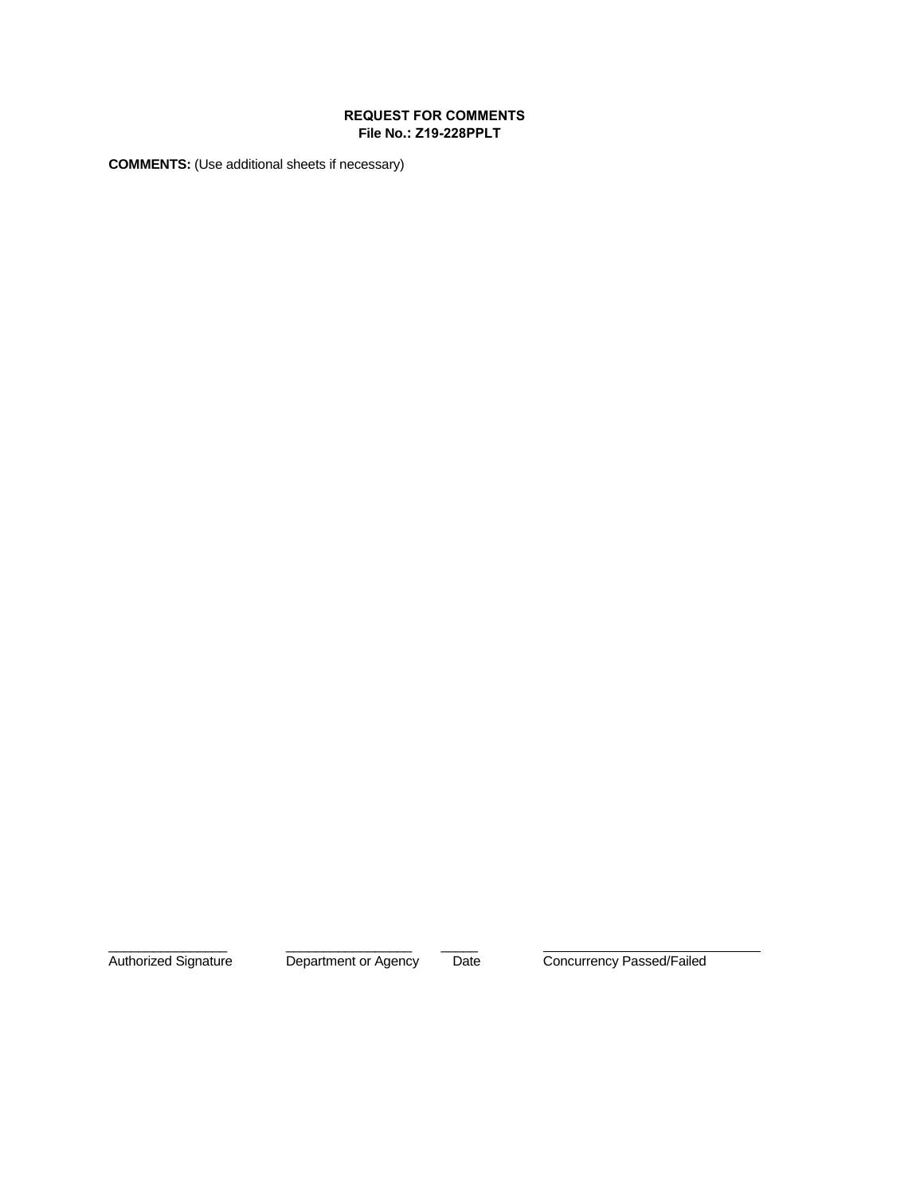**REQUEST FOR COMMENTS**
**File No.: Z19-228PPLT**

**COMMENTS:** (Use additional sheets if necessary)

| | | | |
|---|---|---|---|
| ________________ | ________________ | _____ | ______________________________ |
| Authorized Signature | Department or Agency | Date | Concurrency Passed/Failed |